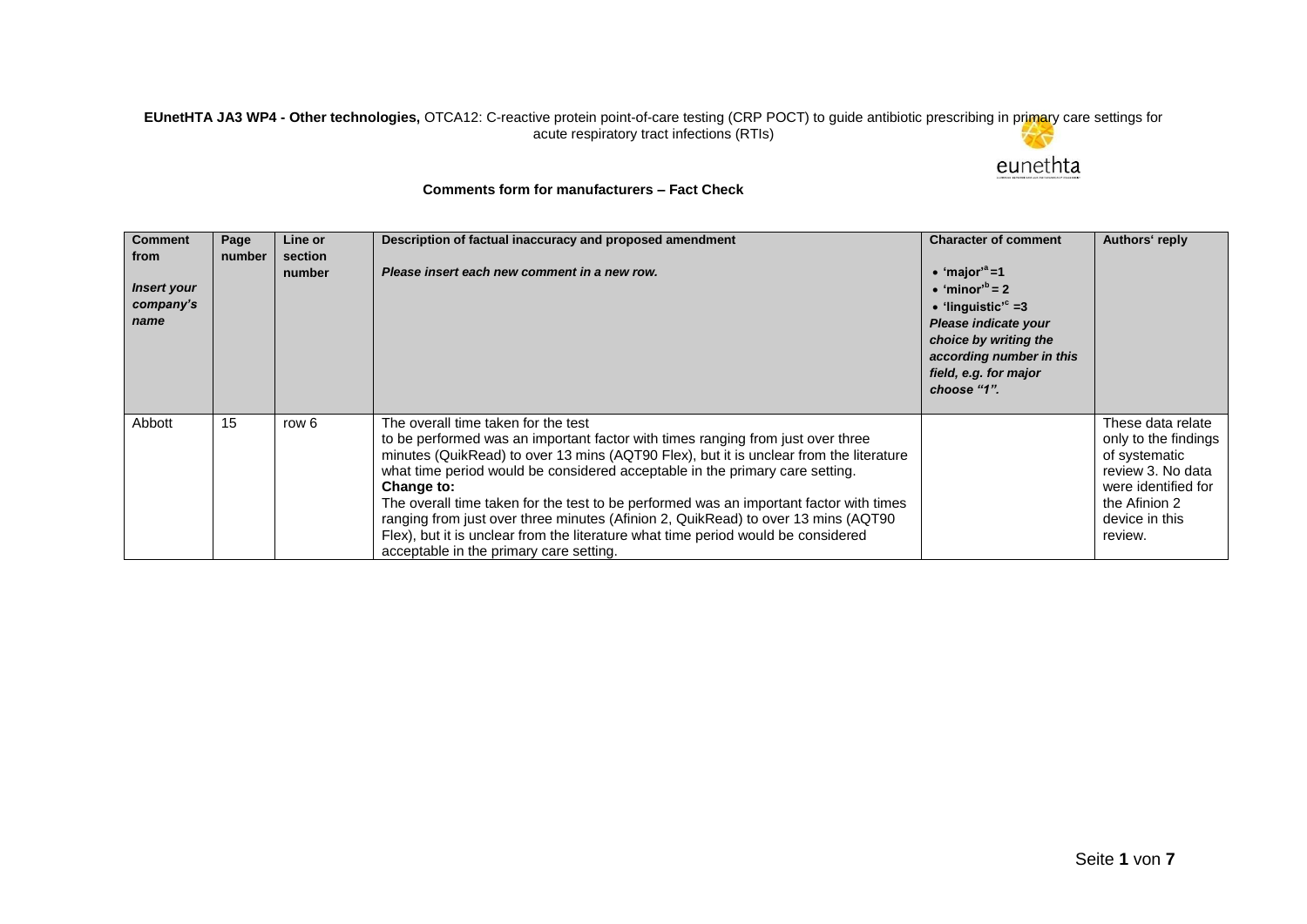**EUnetHTA JA3 WP4 - Other technologies,** OTCA12: C-reactive protein point-of-care testing (CRP POCT) to guide antibiotic prescribing in primary care settings for acute respiratory tract infections (RTIs)

**Comments form for manufacturers – Fact Check**

| **Comment from**<br><br>***Insert your company's name*** | **Page number** | **Line or section number** | **Description of factual inaccuracy and proposed amendment**<br><br>***Please insert each new comment in a new row.*** | **Character of comment**<br><br>• **'major'[a] =1**<br>• **'minor'[b] = 2**<br>• **'linguistic'[c] =3**<br>***Please indicate your choice by writing the according number in this field, e.g. for major choose "1".*** | **Authors' reply** |
|---|---|---|---|---|---|
| Abbott | 15 | row 6 | The overall time taken for the test to be performed was an important factor with times ranging from just over three minutes (QuikRead) to over 13 mins (AQT90 Flex), but it is unclear from the literature what time period would be considered acceptable in the primary care setting.<br>**Change to:**<br>The overall time taken for the test to be performed was an important factor with times ranging from just over three minutes (Afinion 2, QuikRead) to over 13 mins (AQT90 Flex), but it is unclear from the literature what time period would be considered acceptable in the primary care setting. | | These data relate only to the findings of systematic review 3. No data were identified for the Afinion 2 device in this review. |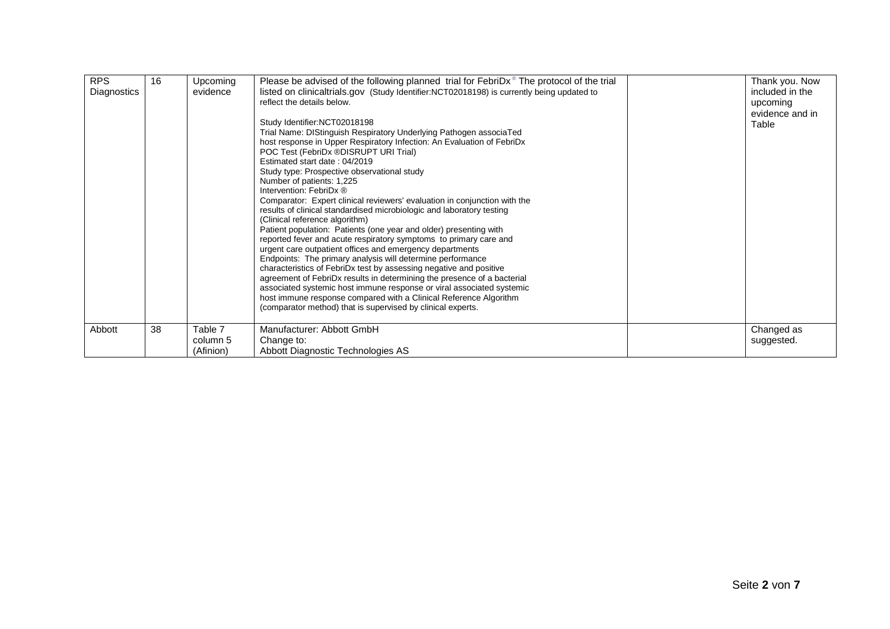| RPS Diagnostics | 16 | Upcoming evidence | Please be advised of the following planned trial for FebriDx® The protocol of the trial listed on clinicaltrials.gov (Study Identifier:NCT02018198) is currently being updated to reflect the details below.<br><br>Study Identifier:NCT02018198<br>Trial Name: DIStinguish Respiratory Underlying Pathogen associaTed host response in Upper Respiratory Infection: An Evaluation of FebriDx POC Test (FebriDx ®DISRUPT URI Trial)<br>Estimated start date : 04/2019<br>Study type: Prospective observational study<br>Number of patients: 1,225<br>Intervention: FebriDx ®<br>Comparator: Expert clinical reviewers' evaluation in conjunction with the results of clinical standardised microbiologic and laboratory testing (Clinical reference algorithm)<br>Patient population: Patients (one year and older) presenting with reported fever and acute respiratory symptoms to primary care and urgent care outpatient offices and emergency departments<br>Endpoints: The primary analysis will determine performance characteristics of FebriDx test by assessing negative and positive agreement of FebriDx results in determining the presence of a bacterial associated systemic host immune response or viral associated systemic host immune response compared with a Clinical Reference Algorithm (comparator method) that is supervised by clinical experts. | | Thank you. Now included in the upcoming evidence and in Table |
|---|---|---|---|---|---|
| Abbott | 38 | Table 7 column 5 (Afinion) | Manufacturer: Abbott GmbH<br>Change to:<br>Abbott Diagnostic Technologies AS | | Changed as suggested. |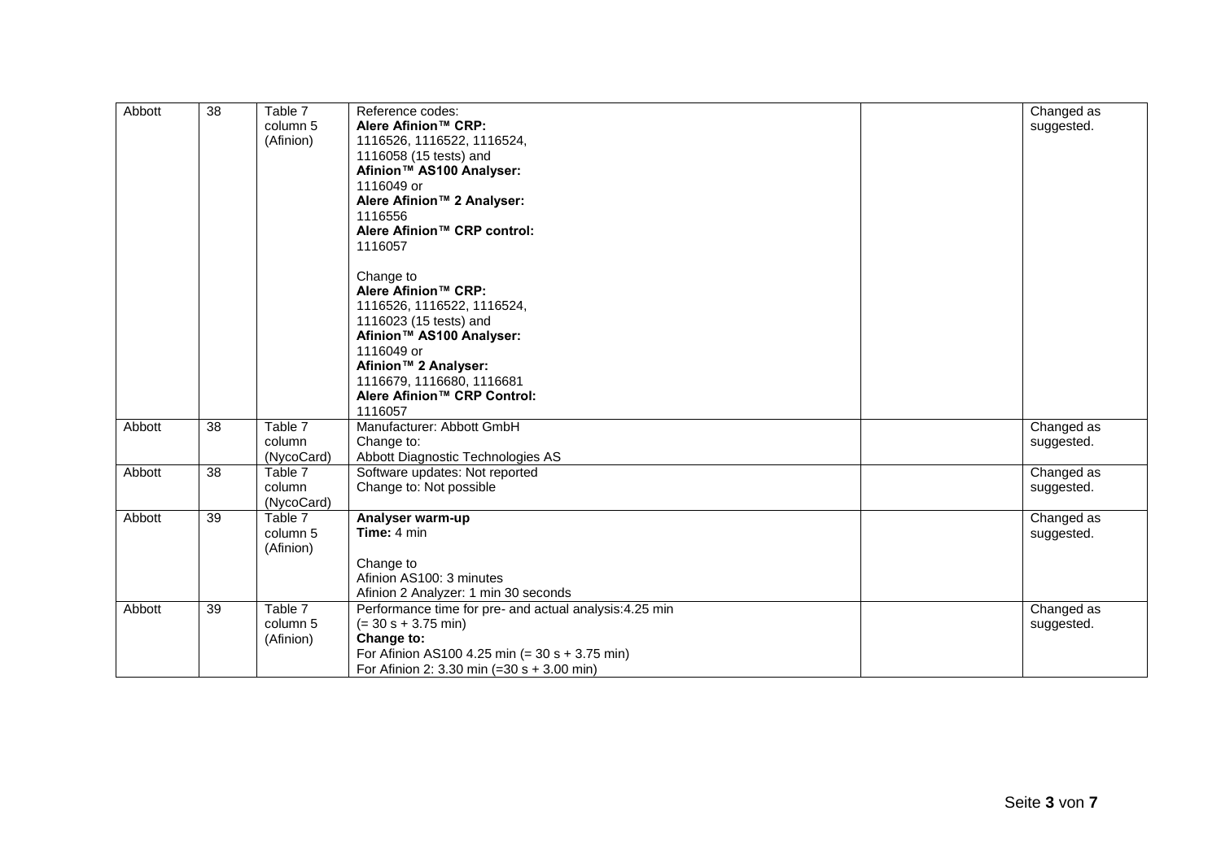| Abbott | 38 | Table 7 column 5 (Afinion) | Reference codes:<br>**Alere Afinion™ CRP:**<br>1116526, 1116522, 1116524,<br>1116058 (15 tests) and<br>**Afinion™ AS100 Analyser:**<br>1116049 or<br>**Alere Afinion™ 2 Analyser:**<br>1116556<br>**Alere Afinion™ CRP control:**<br>1116057<br><br>Change to<br>**Alere Afinion™ CRP:**<br>1116526, 1116522, 1116524,<br>1116023 (15 tests) and<br>**Afinion™ AS100 Analyser:**<br>1116049 or<br>**Afinion™ 2 Analyser:**<br>1116679, 1116680, 1116681<br>**Alere Afinion™ CRP Control:**<br>1116057 | | Changed as suggested. |
|---|---|---|---|---|---|
| Abbott | 38 | Table 7 column (NycoCard) | Manufacturer: Abbott GmbH<br>Change to:<br>Abbott Diagnostic Technologies AS | | Changed as suggested. |
| Abbott | 38 | Table 7 column (NycoCard) | Software updates: Not reported<br>Change to: Not possible | | Changed as suggested. |
| Abbott | 39 | Table 7 column 5 (Afinion) | **Analyser warm-up**<br>**Time:** 4 min<br><br>Change to<br>Afinion AS100: 3 minutes<br>Afinion 2 Analyzer: 1 min 30 seconds | | Changed as suggested. |
| Abbott | 39 | Table 7 column 5 (Afinion) | Performance time for pre- and actual analysis:4.25 min<br>(= 30 s + 3.75 min)<br>**Change to:**<br>For Afinion AS100 4.25 min (= 30 s + 3.75 min)<br>For Afinion 2: 3.30 min (=30 s + 3.00 min) | | Changed as suggested. |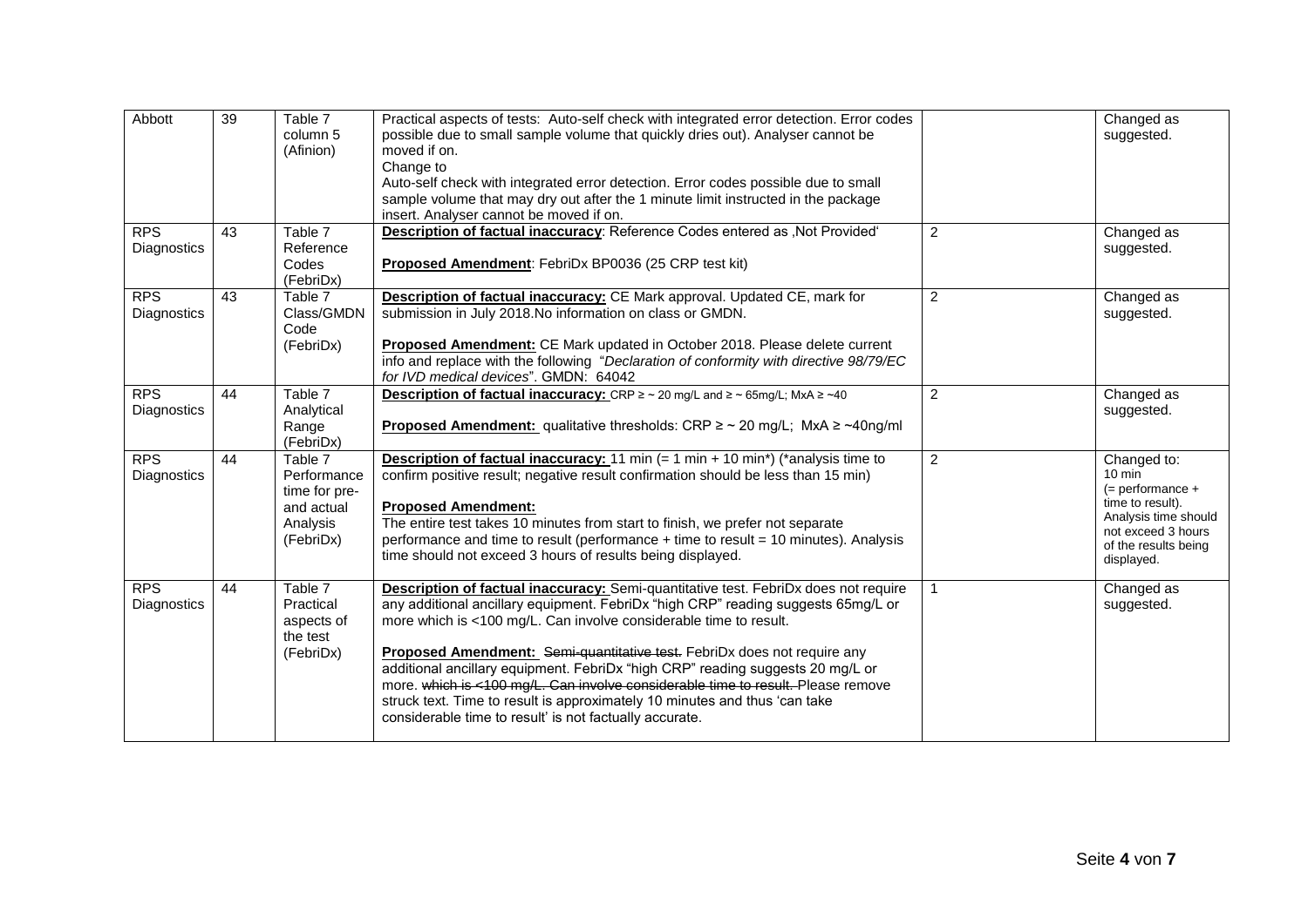| Abbott | 39 | Table 7 column 5 (Afinion) | Practical aspects of tests: Auto-self check with integrated error detection. Error codes possible due to small sample volume that quickly dries out). Analyser cannot be moved if on.<br>Change to<br>Auto-self check with integrated error detection. Error codes possible due to small sample volume that may dry out after the 1 minute limit instructed in the package insert. Analyser cannot be moved if on. | | Changed as suggested. |
|---|---|---|---|---|---|
| RPS Diagnostics | 43 | Table 7 Reference Codes (FebriDx) | **Description of factual inaccuracy**: Reference Codes entered as ‚Not Provided'<br><br>**Proposed Amendment**: FebriDx BP0036 (25 CRP test kit) | 2 | Changed as suggested. |
| RPS Diagnostics | 43 | Table 7 Class/GMDN Code (FebriDx) | **Description of factual inaccuracy:** CE Mark approval. Updated CE, mark for submission in July 2018.No information on class or GMDN.<br><br>**Proposed Amendment:** CE Mark updated in October 2018. Please delete current info and replace with the following "*Declaration of conformity with directive 98/79/EC for IVD medical devices*". GMDN: 64042 | 2 | Changed as suggested. |
| RPS Diagnostics | 44 | Table 7 Analytical Range (FebriDx) | **Description of factual inaccuracy:** CRP ≥ ~ 20 mg/L and ≥ ~ 65mg/L; MxA ≥ ~40<br><br>**Proposed Amendment:** qualitative thresholds: CRP ≥ ~ 20 mg/L; MxA ≥ ~40ng/ml | 2 | Changed as suggested. |
| RPS Diagnostics | 44 | Table 7 Performance time for pre- and actual Analysis (FebriDx) | **Description of factual inaccuracy:** 11 min (= 1 min + 10 min*) (*analysis time to confirm positive result; negative result confirmation should be less than 15 min)<br><br>**Proposed Amendment:**<br>The entire test takes 10 minutes from start to finish, we prefer not separate performance and time to result (performance + time to result = 10 minutes). Analysis time should not exceed 3 hours of results being displayed. | 2 | Changed to:<br>10 min<br>(= performance + time to result).<br>Analysis time should not exceed 3 hours of the results being displayed. |
| RPS Diagnostics | 44 | Table 7 Practical aspects of the test (FebriDx) | **Description of factual inaccuracy:** Semi-quantitative test. FebriDx does not require any additional ancillary equipment. FebriDx "high CRP" reading suggests 65mg/L or more which is <100 mg/L. Can involve considerable time to result.<br><br>**Proposed Amendment:** ~~Semi-quantitative test.~~ FebriDx does not require any additional ancillary equipment. FebriDx "high CRP" reading suggests 20 mg/L or more. ~~which is <100 mg/L. Can involve considerable time to result.~~ Please remove struck text. Time to result is approximately 10 minutes and thus 'can take considerable time to result' is not factually accurate. | 1 | Changed as suggested. |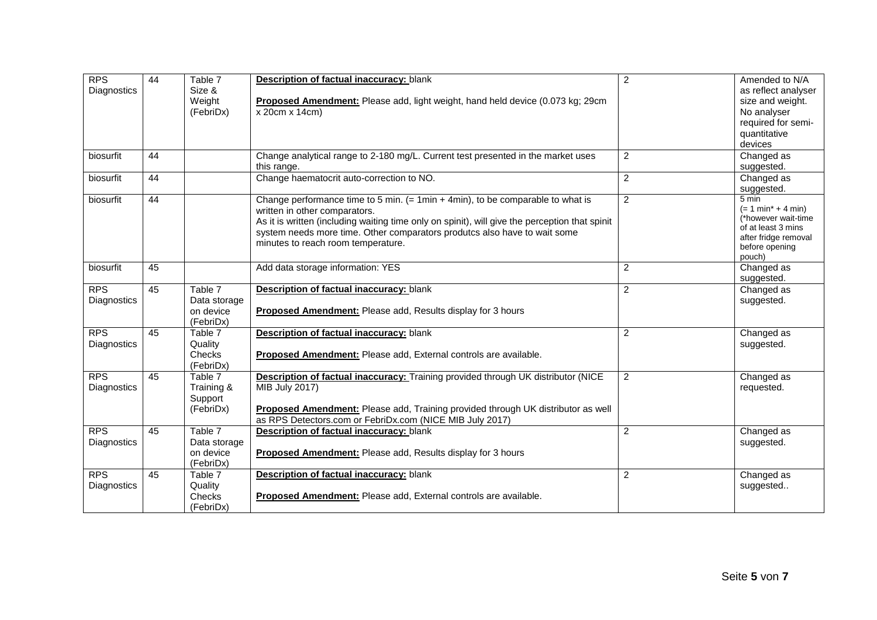| RPS Diagnostics | 44 | Table 7 Size & Weight (FebriDx) | **Description of factual inaccuracy:** blank<br><br>**Proposed Amendment:** Please add, light weight, hand held device (0.073 kg; 29cm x 20cm x 14cm) | 2 | Amended to N/A as reflect analyser size and weight. No analyser required for semi-quantitative devices |
|---|---|---|---|---|---|
| biosurfit | 44 | | Change analytical range to 2-180 mg/L. Current test presented in the market uses this range. | 2 | Changed as suggested. |
| biosurfit | 44 | | Change haematocrit auto-correction to NO. | 2 | Changed as suggested. |
| biosurfit | 44 | | Change performance time to 5 min. (= 1min + 4min), to be comparable to what is written in other comparators.<br>As it is written (including waiting time only on spinit), will give the perception that spinit system needs more time. Other comparators produtcs also have to wait some minutes to reach room temperature. | 2 | 5 min<br>(= 1 min* + 4 min)<br>(*however wait-time of at least 3 mins after fridge removal before opening pouch) |
| biosurfit | 45 | | Add data storage information: YES | 2 | Changed as suggested. |
| RPS Diagnostics | 45 | Table 7 Data storage on device (FebriDx) | **Description of factual inaccuracy:** blank<br><br>**Proposed Amendment:** Please add, Results display for 3 hours | 2 | Changed as suggested. |
| RPS Diagnostics | 45 | Table 7 Quality Checks (FebriDx) | **Description of factual inaccuracy:** blank<br><br>**Proposed Amendment:** Please add, External controls are available. | 2 | Changed as suggested. |
| RPS Diagnostics | 45 | Table 7 Training & Support (FebriDx) | **Description of factual inaccuracy:** Training provided through UK distributor (NICE MIB July 2017)<br><br>**Proposed Amendment:** Please add, Training provided through UK distributor as well as RPS Detectors.com or FebriDx.com (NICE MIB July 2017) | 2 | Changed as requested. |
| RPS Diagnostics | 45 | Table 7 Data storage on device (FebriDx) | **Description of factual inaccuracy:** blank<br><br>**Proposed Amendment:** Please add, Results display for 3 hours | 2 | Changed as suggested. |
| RPS Diagnostics | 45 | Table 7 Quality Checks (FebriDx) | **Description of factual inaccuracy:** blank<br><br>**Proposed Amendment:** Please add, External controls are available. | 2 | Changed as suggested.. |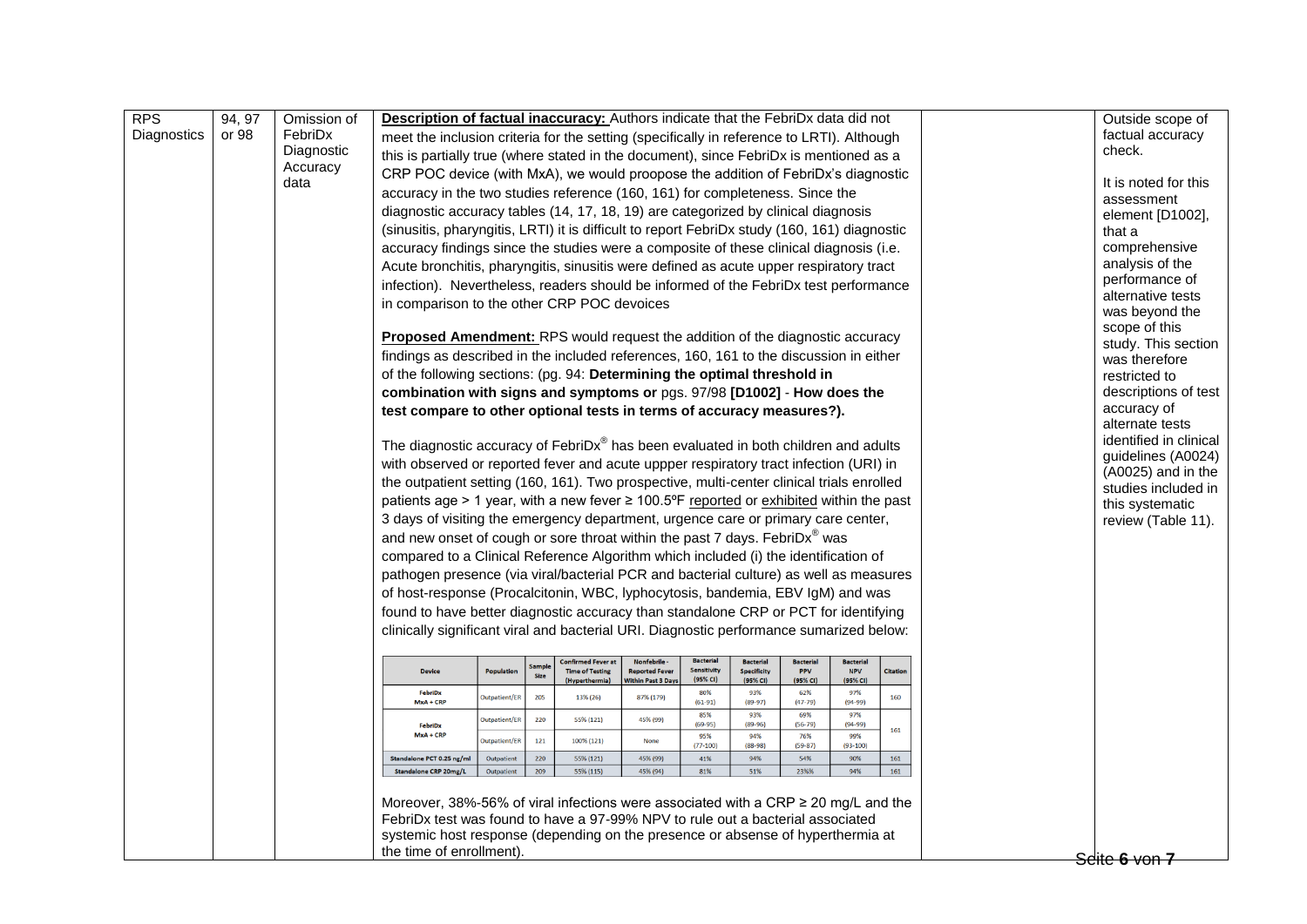| | | | | | |
|---|---|---|---|---|---|
| RPS Diagnostics | 94, 97 or 98 | Omission of FebriDx Diagnostic Accuracy data | **Description of factual inaccuracy:** Authors indicate that the FebriDx data did not meet the inclusion criteria for the setting (specifically in reference to LRTI). Although this is partially true (where stated in the document), since FebriDx is mentioned as a CRP POC device (with MxA), we would proopose the addition of FebriDx's diagnostic accuracy in the two studies reference (160, 161) for completeness. Since the diagnostic accuracy tables (14, 17, 18, 19) are categorized by clinical diagnosis (sinusitis, pharyngitis, LRTI) it is difficult to report FebriDx study (160, 161) diagnostic accuracy findings since the studies were a composite of these clinical diagnosis (i.e. Acute bronchitis, pharyngitis, sinusitis were defined as acute upper respiratory tract infection). Nevertheless, readers should be informed of the FebriDx test performance in comparison to the other CRP POC devoices<br><br>**Proposed Amendment:** RPS would request the addition of the diagnostic accuracy findings as described in the included references, 160, 161 to the discussion in either of the following sections: (pg. 94: **Determining the optimal threshold in combination with signs and symptoms or** pgs. 97/98 **[D1002] - How does the test compare to other optional tests in terms of accuracy measures?).**<br><br>The diagnostic accuracy of FebriDx® has been evaluated in both children and adults with observed or reported fever and acute uppper respiratory tract infection (URI) in the outpatient setting (160, 161). Two prospective, multi-center clinical trials enrolled patients age > 1 year, with a new fever ≥ 100.5ºF reported or exhibited within the past 3 days of visiting the emergency department, urgence care or primary care center, and new onset of cough or sore throat within the past 7 days. FebriDx® was compared to a Clinical Reference Algorithm which included (i) the identification of pathogen presence (via viral/bacterial PCR and bacterial culture) as well as measures of host-response (Procalcitonin, WBC, lyphocytosis, bandemia, EBV IgM) and was found to have better diagnostic accuracy than standalone CRP or PCT for identifying clinically significant viral and bacterial URI. Diagnostic performance sumarized below: | | Outside scope of factual accuracy check.<br><br>It is noted for this assessment element [D1002], that a comprehensive analysis of the performance of alternative tests was beyond the scope of this study. This section was therefore restricted to descriptions of test accuracy of alternate tests identified in clinical guidelines (A0024) (A0025) and in the studies included in this systematic review (Table 11). |

| Device | Population | Sample Size | Confirmed Fever at Time of Testing (Hyperthermia) | Nonfebrile - Reported Fever Within Past 3 Days | Bacterial Sensitivity (95% CI) | Bacterial Specificity (95% CI) | Bacterial PPV (95% CI) | Bacterial NPV (95% CI) | Citation |
|---|---|---|---|---|---|---|---|---|---|
| FebriDx MxA + CRP | Outpatient/ER | 205 | 13% (26) | 87% (179) | 80% (61-91) | 93% (89-97) | 62% (47-79) | 97% (94-99) | 160 |
| FebriDx MxA + CRP | Outpatient/ER | 220 | 55% (121) | 45% (99) | 85% (69-95) | 93% (89-96) | 69% (56-79) | 97% (94-99) | 161 |
| | Outpatient/ER | 121 | 100% (121) | None | 95% (77-100) | 94% (88-98) | 76% (59-87) | 99% (93-100) | |
| Standalone PCT 0.25 ng/ml | Outpatient | 220 | 55% (121) | 45% (99) | 41% | 94% | 54% | 90% | 161 |
| Standalone CRP 20mg/L | Outpatient | 209 | 55% (115) | 45% (94) | 81% | 51% | 23%% | 94% | 161 |

Moreover, 38%-56% of viral infections were associated with a CRP ≥ 20 mg/L and the FebriDx test was found to have a 97-99% NPV to rule out a bacterial associated systemic host response (depending on the presence or absense of hyperthermia at the time of enrollment).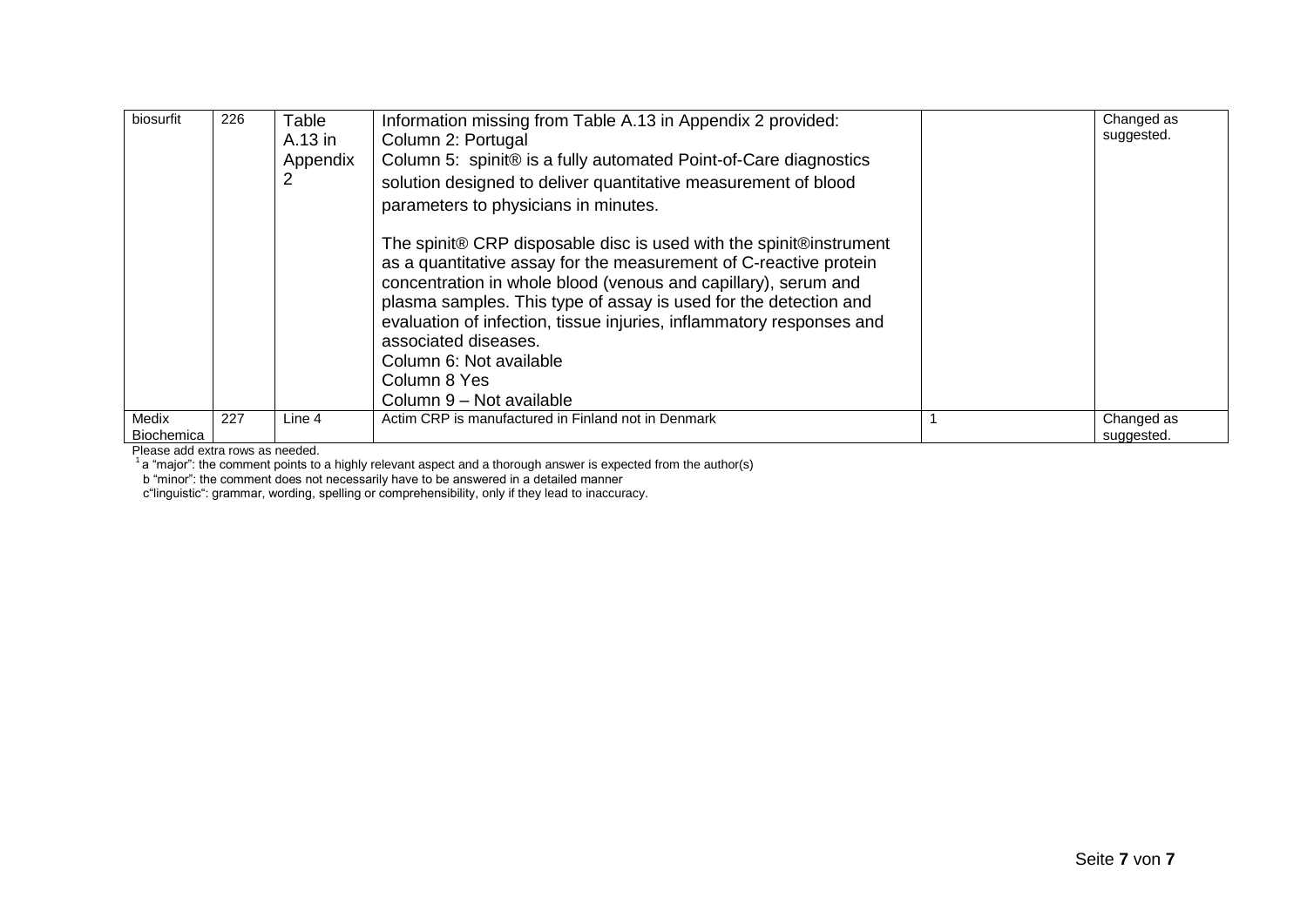| | | | | | |
|---|---|---|---|---|---|
| biosurfit | 226 | Table A.13 in Appendix 2 | Information missing from Table A.13 in Appendix 2 provided:<br>Column 2: Portugal<br>Column 5: spinit® is a fully automated Point-of-Care diagnostics solution designed to deliver quantitative measurement of blood parameters to physicians in minutes.<br><br>The spinit® CRP disposable disc is used with the spinit®instrument as a quantitative assay for the measurement of C-reactive protein concentration in whole blood (venous and capillary), serum and plasma samples. This type of assay is used for the detection and evaluation of infection, tissue injuries, inflammatory responses and associated diseases.<br>Column 6: Not available<br>Column 8 Yes<br>Column 9 – Not available | | Changed as suggested. |
| Medix Biochemica | 227 | Line 4 | Actim CRP is manufactured in Finland not in Denmark | 1 | Changed as suggested. |

Please add extra rows as needed.

[1] a "major": the comment points to a highly relevant aspect and a thorough answer is expected from the author(s)

b "minor": the comment does not necessarily have to be answered in a detailed manner

c"linguistic": grammar, wording, spelling or comprehensibility, only if they lead to inaccuracy.